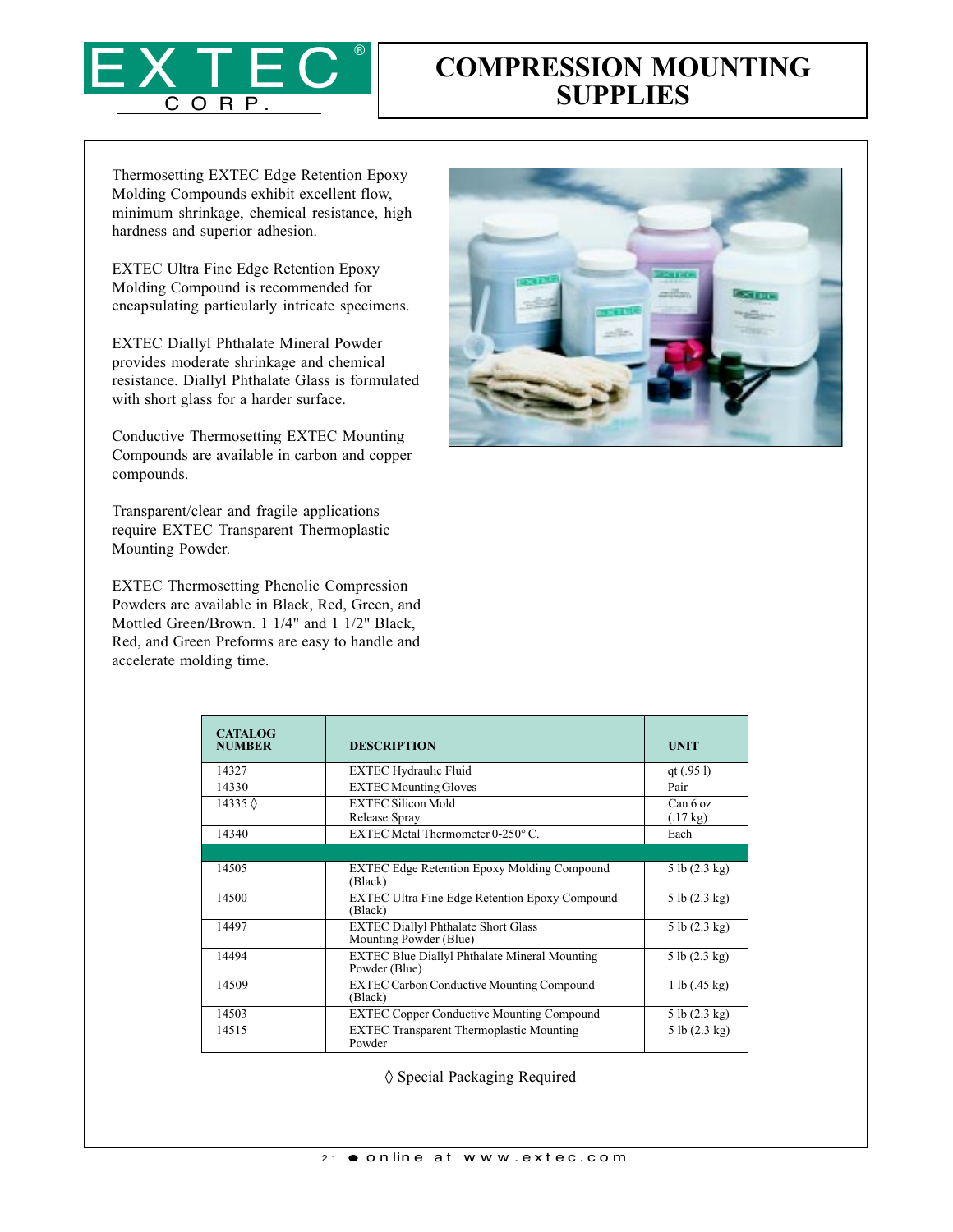# EXTEC® CORP.

# COMPRESSION MOUNTING SUPPLIES

Thermosetting EXTEC Edge Retention Epoxy Molding Compounds exhibit excellent flow, minimum shrinkage, chemical resistance, high hardness and superior adhesion.

EXTEC Ultra Fine Edge Retention Epoxy Molding Compound is recommended for encapsulating particularly intricate specimens.

EXTEC Diallyl Phthalate Mineral Powder provides moderate shrinkage and chemical resistance. Diallyl Phthalate Glass is formulated with short glass for a harder surface.

Conductive Thermosetting EXTEC Mounting Compounds are available in carbon and copper compounds.

Transparent/clear and fragile applications require EXTEC Transparent Thermoplastic Mounting Powder.

EXTEC Thermosetting Phenolic Compression Powders are available in Black, Red, Green, and Mottled Green/Brown. 1 1/4" and 1 1/2" Black, Red, and Green Preforms are easy to handle and accelerate molding time.

| CATALOG NUMBER | DESCRIPTION | UNIT |
|---|---|---|
| 14327 | EXTEC Hydraulic Fluid | qt (.95 l) |
| 14330 | EXTEC Mounting Gloves | Pair |
| 14335 ◊ | EXTEC Silicon Mold Release Spray | Can 6 oz (.17 kg) |
| 14340 | EXTEC Metal Thermometer 0-250° C. | Each |
| | | |
| 14505 | EXTEC Edge Retention Epoxy Molding Compound (Black) | 5 lb (2.3 kg) |
| 14500 | EXTEC Ultra Fine Edge Retention Epoxy Compound (Black) | 5 lb (2.3 kg) |
| 14497 | EXTEC Diallyl Phthalate Short Glass Mounting Powder (Blue) | 5 lb (2.3 kg) |
| 14494 | EXTEC Blue Diallyl Phthalate Mineral Mounting Powder (Blue) | 5 lb (2.3 kg) |
| 14509 | EXTEC Carbon Conductive Mounting Compound (Black) | 1 lb (.45 kg) |
| 14503 | EXTEC Copper Conductive Mounting Compound | 5 lb (2.3 kg) |
| 14515 | EXTEC Transparent Thermoplastic Mounting Powder | 5 lb (2.3 kg) |

◊ Special Packaging Required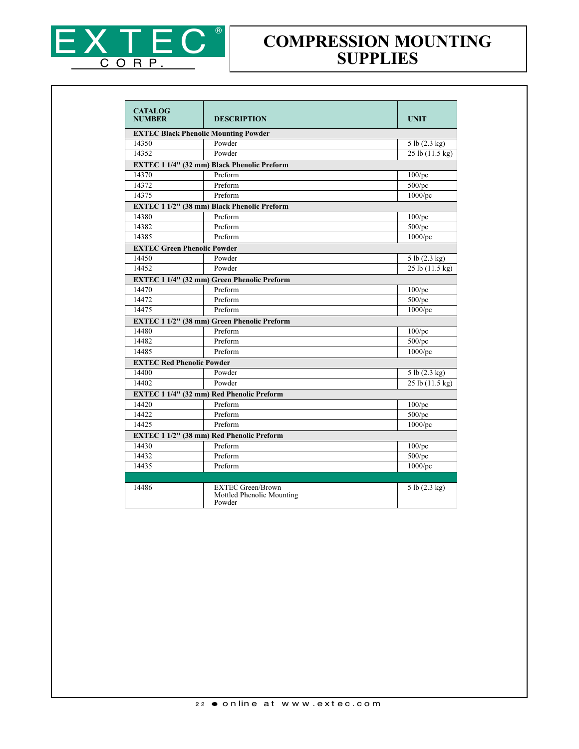# COMPRESSION MOUNTING SUPPLIES

| CATALOG NUMBER | DESCRIPTION | UNIT |
|---|---|---|
| **EXTEC Black Phenolic Mounting Powder** | | |
| 14350 | Powder | 5 lb (2.3 kg) |
| 14352 | Powder | 25 lb (11.5 kg) |
| **EXTEC 1 1/4" (32 mm) Black Phenolic Preform** | | |
| 14370 | Preform | 100/pc |
| 14372 | Preform | 500/pc |
| 14375 | Preform | 1000/pc |
| **EXTEC 1 1/2" (38 mm) Black Phenolic Preform** | | |
| 14380 | Preform | 100/pc |
| 14382 | Preform | 500/pc |
| 14385 | Preform | 1000/pc |
| **EXTEC Green Phenolic Powder** | | |
| 14450 | Powder | 5 lb (2.3 kg) |
| 14452 | Powder | 25 lb (11.5 kg) |
| **EXTEC 1 1/4" (32 mm) Green Phenolic Preform** | | |
| 14470 | Preform | 100/pc |
| 14472 | Preform | 500/pc |
| 14475 | Preform | 1000/pc |
| **EXTEC 1 1/2" (38 mm) Green Phenolic Preform** | | |
| 14480 | Preform | 100/pc |
| 14482 | Preform | 500/pc |
| 14485 | Preform | 1000/pc |
| **EXTEC Red Phenolic Powder** | | |
| 14400 | Powder | 5 lb (2.3 kg) |
| 14402 | Powder | 25 lb (11.5 kg) |
| **EXTEC 1 1/4" (32 mm) Red Phenolic Preform** | | |
| 14420 | Preform | 100/pc |
| 14422 | Preform | 500/pc |
| 14425 | Preform | 1000/pc |
| **EXTEC 1 1/2" (38 mm) Red Phenolic Preform** | | |
| 14430 | Preform | 100/pc |
| 14432 | Preform | 500/pc |
| 14435 | Preform | 1000/pc |
| | | |
| 14486 | EXTEC Green/Brown Mottled Phenolic Mounting Powder | 5 lb (2.3 kg) |